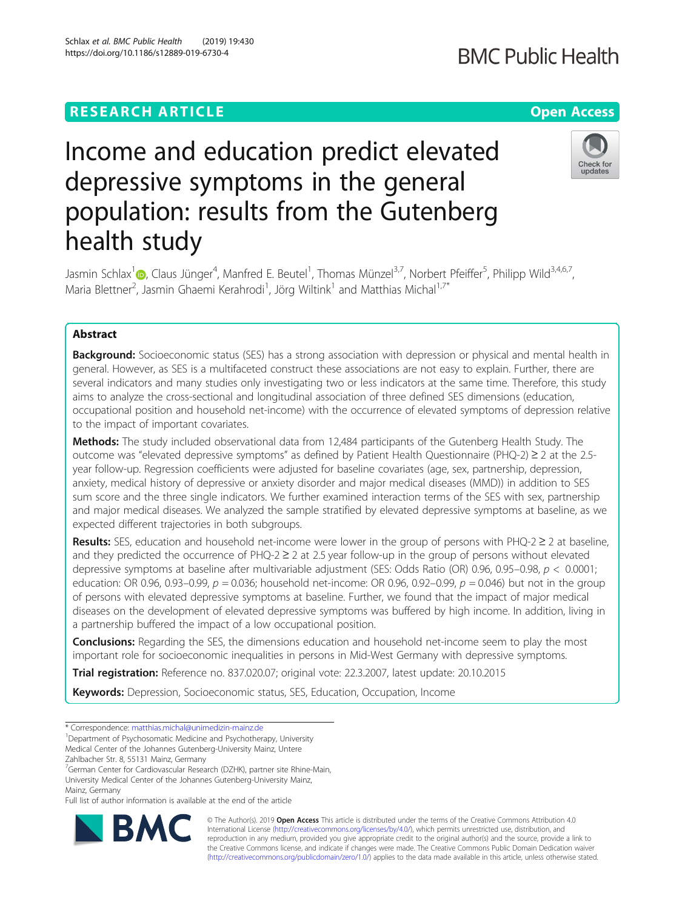RESEARCH ARTICLE

Open Access

# Income and education predict elevated depressive symptoms in the general population: results from the Gutenberg health study

Jasmin Schlax[1], Claus Jünger[4], Manfred E. Beutel[1], Thomas Münzel[3,7], Norbert Pfeiffer[5], Philipp Wild[3,4,6,7], Maria Blettner[2], Jasmin Ghaemi Kerahrodi[1], Jörg Wiltink[1] and Matthias Michal[1,7*]

## Abstract

**Background:** Socioeconomic status (SES) has a strong association with depression or physical and mental health in general. However, as SES is a multifaceted construct these associations are not easy to explain. Further, there are several indicators and many studies only investigating two or less indicators at the same time. Therefore, this study aims to analyze the cross-sectional and longitudinal association of three defined SES dimensions (education, occupational position and household net-income) with the occurrence of elevated symptoms of depression relative to the impact of important covariates.

**Methods:** The study included observational data from 12,484 participants of the Gutenberg Health Study. The outcome was "elevated depressive symptoms" as defined by Patient Health Questionnaire (PHQ-2) ≥ 2 at the 2.5-year follow-up. Regression coefficients were adjusted for baseline covariates (age, sex, partnership, depression, anxiety, medical history of depressive or anxiety disorder and major medical diseases (MMD)) in addition to SES sum score and the three single indicators. We further examined interaction terms of the SES with sex, partnership and major medical diseases. We analyzed the sample stratified by elevated depressive symptoms at baseline, as we expected different trajectories in both subgroups.

**Results:** SES, education and household net-income were lower in the group of persons with PHQ-2 ≥ 2 at baseline, and they predicted the occurrence of PHQ-2 ≥ 2 at 2.5 year follow-up in the group of persons without elevated depressive symptoms at baseline after multivariable adjustment (SES: Odds Ratio (OR) 0.96, 0.95–0.98, $p < 0.0001$; education: OR 0.96, 0.93–0.99, $p = 0.036$; household net-income: OR 0.96, 0.92–0.99, $p = 0.046$) but not in the group of persons with elevated depressive symptoms at baseline. Further, we found that the impact of major medical diseases on the development of elevated depressive symptoms was buffered by high income. In addition, living in a partnership buffered the impact of a low occupational position.

**Conclusions:** Regarding the SES, the dimensions education and household net-income seem to play the most important role for socioeconomic inequalities in persons in Mid-West Germany with depressive symptoms.

**Trial registration:** Reference no. 837.020.07; original vote: 22.3.2007, latest update: 20.10.2015

**Keywords:** Depression, Socioeconomic status, SES, Education, Occupation, Income

---

\* Correspondence: matthias.michal@unimedizin-mainz.de
[1]Department of Psychosomatic Medicine and Psychotherapy, University Medical Center of the Johannes Gutenberg-University Mainz, Untere Zahlbacher Str. 8, 55131 Mainz, Germany
[7]German Center for Cardiovascular Research (DZHK), partner site Rhine-Main, University Medical Center of the Johannes Gutenberg-University Mainz, Mainz, Germany
Full list of author information is available at the end of the article

© The Author(s). 2019 **Open Access** This article is distributed under the terms of the Creative Commons Attribution 4.0 International License (http://creativecommons.org/licenses/by/4.0/), which permits unrestricted use, distribution, and reproduction in any medium, provided you give appropriate credit to the original author(s) and the source, provide a link to the Creative Commons license, and indicate if changes were made. The Creative Commons Public Domain Dedication waiver (http://creativecommons.org/publicdomain/zero/1.0/) applies to the data made available in this article, unless otherwise stated.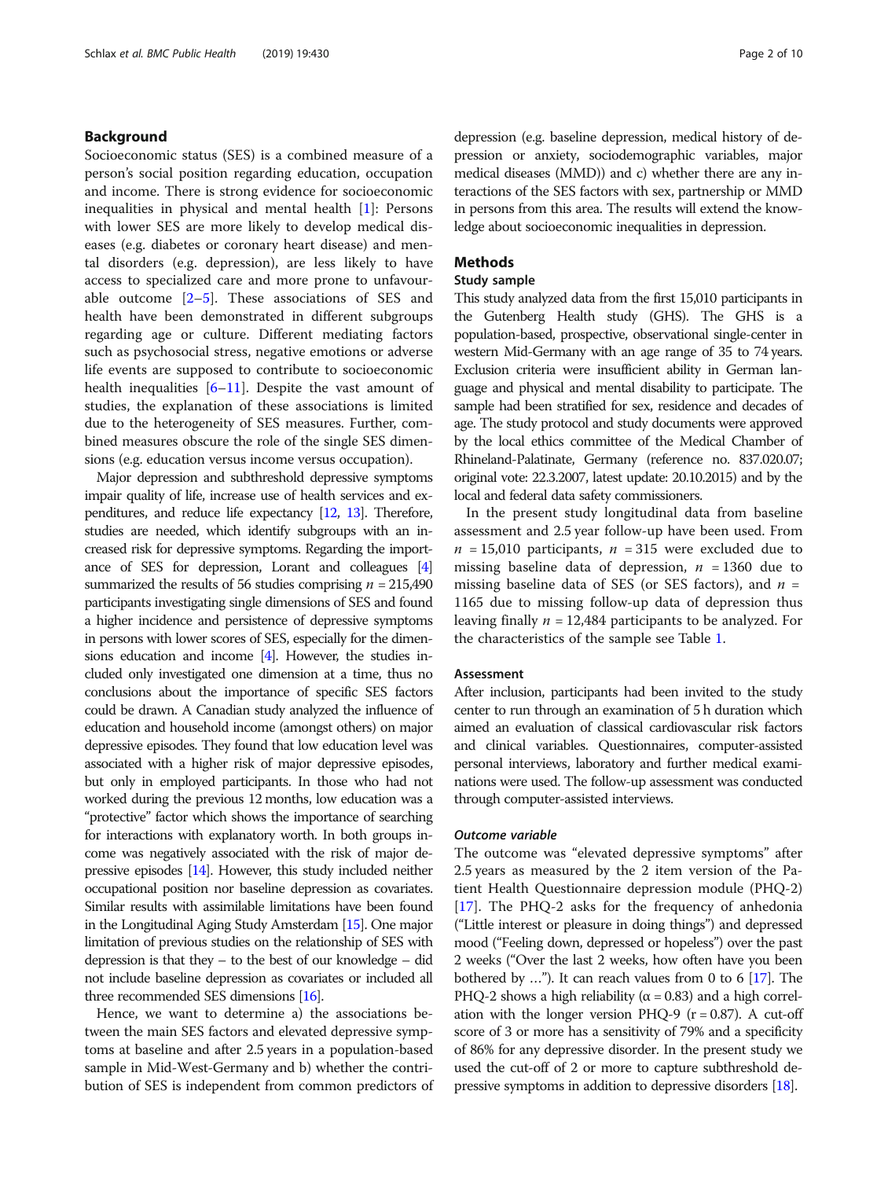## Background

Socioeconomic status (SES) is a combined measure of a person's social position regarding education, occupation and income. There is strong evidence for socioeconomic inequalities in physical and mental health [1]: Persons with lower SES are more likely to develop medical diseases (e.g. diabetes or coronary heart disease) and mental disorders (e.g. depression), are less likely to have access to specialized care and more prone to unfavourable outcome [2–5]. These associations of SES and health have been demonstrated in different subgroups regarding age or culture. Different mediating factors such as psychosocial stress, negative emotions or adverse life events are supposed to contribute to socioeconomic health inequalities [6–11]. Despite the vast amount of studies, the explanation of these associations is limited due to the heterogeneity of SES measures. Further, combined measures obscure the role of the single SES dimensions (e.g. education versus income versus occupation).

Major depression and subthreshold depressive symptoms impair quality of life, increase use of health services and expenditures, and reduce life expectancy [12, 13]. Therefore, studies are needed, which identify subgroups with an increased risk for depressive symptoms. Regarding the importance of SES for depression, Lorant and colleagues [4] summarized the results of 56 studies comprising $n = 215{,}490$ participants investigating single dimensions of SES and found a higher incidence and persistence of depressive symptoms in persons with lower scores of SES, especially for the dimensions education and income [4]. However, the studies included only investigated one dimension at a time, thus no conclusions about the importance of specific SES factors could be drawn. A Canadian study analyzed the influence of education and household income (amongst others) on major depressive episodes. They found that low education level was associated with a higher risk of major depressive episodes, but only in employed participants. In those who had not worked during the previous 12 months, low education was a "protective" factor which shows the importance of searching for interactions with explanatory worth. In both groups income was negatively associated with the risk of major depressive episodes [14]. However, this study included neither occupational position nor baseline depression as covariates. Similar results with assimilable limitations have been found in the Longitudinal Aging Study Amsterdam [15]. One major limitation of previous studies on the relationship of SES with depression is that they – to the best of our knowledge – did not include baseline depression as covariates or included all three recommended SES dimensions [16].

Hence, we want to determine a) the associations between the main SES factors and elevated depressive symptoms at baseline and after 2.5 years in a population-based sample in Mid-West-Germany and b) whether the contribution of SES is independent from common predictors of depression (e.g. baseline depression, medical history of depression or anxiety, sociodemographic variables, major medical diseases (MMD)) and c) whether there are any interactions of the SES factors with sex, partnership or MMD in persons from this area. The results will extend the knowledge about socioeconomic inequalities in depression.

## Methods

### Study sample

This study analyzed data from the first 15,010 participants in the Gutenberg Health study (GHS). The GHS is a population-based, prospective, observational single-center in western Mid-Germany with an age range of 35 to 74 years. Exclusion criteria were insufficient ability in German language and physical and mental disability to participate. The sample had been stratified for sex, residence and decades of age. The study protocol and study documents were approved by the local ethics committee of the Medical Chamber of Rhineland-Palatinate, Germany (reference no. 837.020.07; original vote: 22.3.2007, latest update: 20.10.2015) and by the local and federal data safety commissioners.

In the present study longitudinal data from baseline assessment and 2.5 year follow-up have been used. From $n = 15{,}010$ participants, $n = 315$ were excluded due to missing baseline data of depression, $n = 1360$ due to missing baseline data of SES (or SES factors), and $n = 1165$ due to missing follow-up data of depression thus leaving finally $n = 12{,}484$ participants to be analyzed. For the characteristics of the sample see Table 1.

### Assessment

After inclusion, participants had been invited to the study center to run through an examination of 5 h duration which aimed an evaluation of classical cardiovascular risk factors and clinical variables. Questionnaires, computer-assisted personal interviews, laboratory and further medical examinations were used. The follow-up assessment was conducted through computer-assisted interviews.

#### *Outcome variable*

The outcome was "elevated depressive symptoms" after 2.5 years as measured by the 2 item version of the Patient Health Questionnaire depression module (PHQ-2) [17]. The PHQ-2 asks for the frequency of anhedonia ("Little interest or pleasure in doing things") and depressed mood ("Feeling down, depressed or hopeless") over the past 2 weeks ("Over the last 2 weeks, how often have you been bothered by …"). It can reach values from 0 to 6 [17]. The PHQ-2 shows a high reliability ($\alpha = 0.83$) and a high correlation with the longer version PHQ-9 ($r = 0.87$). A cut-off score of 3 or more has a sensitivity of 79% and a specificity of 86% for any depressive disorder. In the present study we used the cut-off of 2 or more to capture subthreshold depressive symptoms in addition to depressive disorders [18].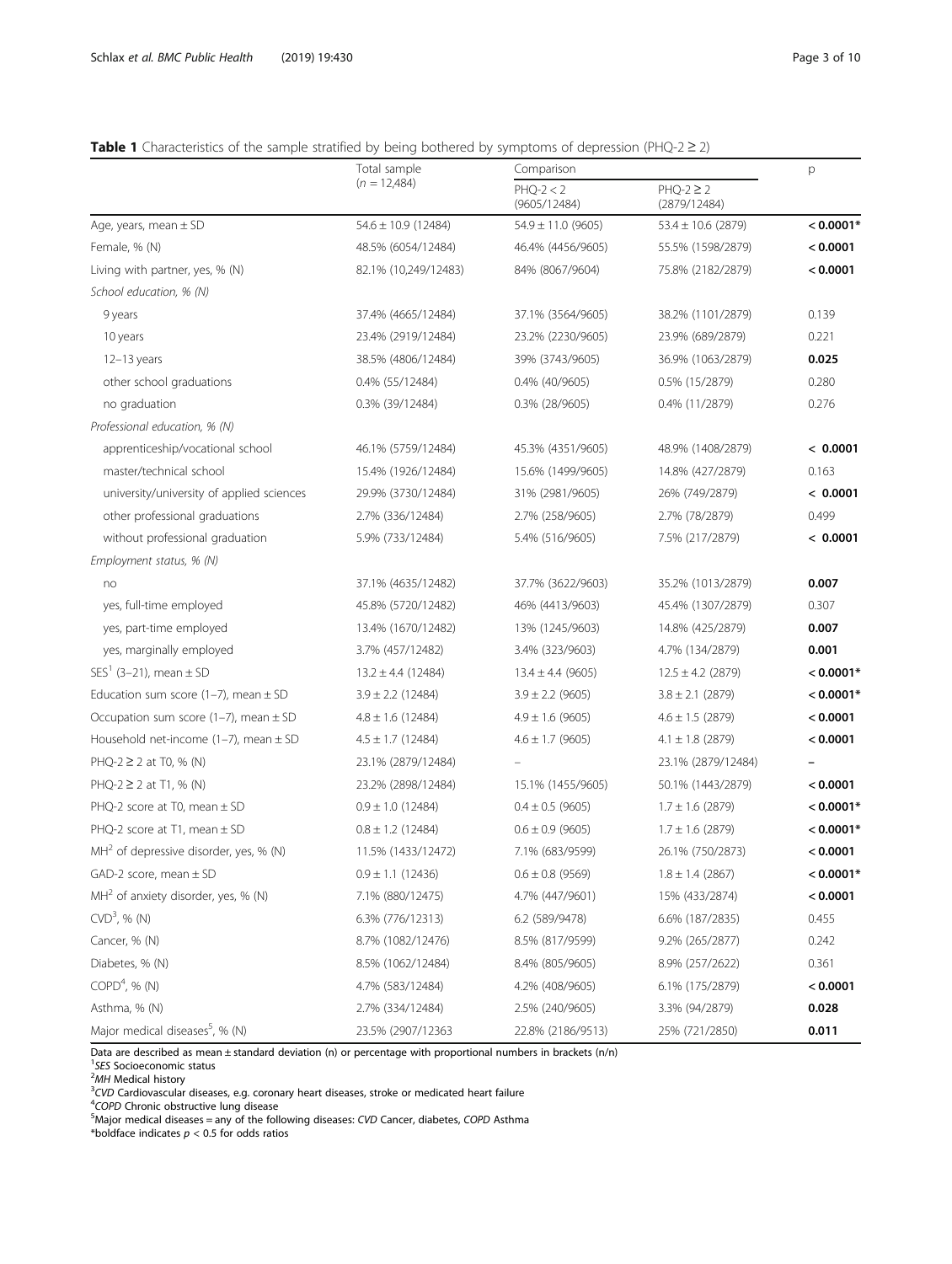**Table 1** Characteristics of the sample stratified by being bothered by symptoms of depression (PHQ-2 ≥ 2)

| | Total sample ($n$ = 12,484) | Comparison | | p |
|---|---|---|---|---|
| | | PHQ-2 < 2 (9605/12484) | PHQ-2 ≥ 2 (2879/12484) | |
| Age, years, mean ± SD | 54.6 ± 10.9 (12484) | 54.9 ± 11.0 (9605) | 53.4 ± 10.6 (2879) | **< 0.0001*** |
| Female, % (N) | 48.5% (6054/12484) | 46.4% (4456/9605) | 55.5% (1598/2879) | **< 0.0001** |
| Living with partner, yes, % (N) | 82.1% (10,249/12483) | 84% (8067/9604) | 75.8% (2182/2879) | **< 0.0001** |
| *School education, % (N)* | | | | |
| 9 years | 37.4% (4665/12484) | 37.1% (3564/9605) | 38.2% (1101/2879) | 0.139 |
| 10 years | 23.4% (2919/12484) | 23.2% (2230/9605) | 23.9% (689/2879) | 0.221 |
| 12–13 years | 38.5% (4806/12484) | 39% (3743/9605) | 36.9% (1063/2879) | **0.025** |
| other school graduations | 0.4% (55/12484) | 0.4% (40/9605) | 0.5% (15/2879) | 0.280 |
| no graduation | 0.3% (39/12484) | 0.3% (28/9605) | 0.4% (11/2879) | 0.276 |
| *Professional education, % (N)* | | | | |
| apprenticeship/vocational school | 46.1% (5759/12484) | 45.3% (4351/9605) | 48.9% (1408/2879) | **< 0.0001** |
| master/technical school | 15.4% (1926/12484) | 15.6% (1499/9605) | 14.8% (427/2879) | 0.163 |
| university/university of applied sciences | 29.9% (3730/12484) | 31% (2981/9605) | 26% (749/2879) | **< 0.0001** |
| other professional graduations | 2.7% (336/12484) | 2.7% (258/9605) | 2.7% (78/2879) | 0.499 |
| without professional graduation | 5.9% (733/12484) | 5.4% (516/9605) | 7.5% (217/2879) | **< 0.0001** |
| *Employment status, % (N)* | | | | |
| no | 37.1% (4635/12482) | 37.7% (3622/9603) | 35.2% (1013/2879) | **0.007** |
| yes, full-time employed | 45.8% (5720/12482) | 46% (4413/9603) | 45.4% (1307/2879) | 0.307 |
| yes, part-time employed | 13.4% (1670/12482) | 13% (1245/9603) | 14.8% (425/2879) | **0.007** |
| yes, marginally employed | 3.7% (457/12482) | 3.4% (323/9603) | 4.7% (134/2879) | **0.001** |
| SES[1] (3–21), mean ± SD | 13.2 ± 4.4 (12484) | 13.4 ± 4.4 (9605) | 12.5 ± 4.2 (2879) | **< 0.0001*** |
| Education sum score (1–7), mean ± SD | 3.9 ± 2.2 (12484) | 3.9 ± 2.2 (9605) | 3.8 ± 2.1 (2879) | **< 0.0001*** |
| Occupation sum score (1–7), mean ± SD | 4.8 ± 1.6 (12484) | 4.9 ± 1.6 (9605) | 4.6 ± 1.5 (2879) | **< 0.0001** |
| Household net-income (1–7), mean ± SD | 4.5 ± 1.7 (12484) | 4.6 ± 1.7 (9605) | 4.1 ± 1.8 (2879) | **< 0.0001** |
| PHQ-2 ≥ 2 at T0, % (N) | 23.1% (2879/12484) | – | 23.1% (2879/12484) | **–** |
| PHQ-2 ≥ 2 at T1, % (N) | 23.2% (2898/12484) | 15.1% (1455/9605) | 50.1% (1443/2879) | **< 0.0001** |
| PHQ-2 score at T0, mean ± SD | 0.9 ± 1.0 (12484) | 0.4 ± 0.5 (9605) | 1.7 ± 1.6 (2879) | **< 0.0001*** |
| PHQ-2 score at T1, mean ± SD | 0.8 ± 1.2 (12484) | 0.6 ± 0.9 (9605) | 1.7 ± 1.6 (2879) | **< 0.0001*** |
| MH[2] of depressive disorder, yes, % (N) | 11.5% (1433/12472) | 7.1% (683/9599) | 26.1% (750/2873) | **< 0.0001** |
| GAD-2 score, mean ± SD | 0.9 ± 1.1 (12436) | 0.6 ± 0.8 (9569) | 1.8 ± 1.4 (2867) | **< 0.0001*** |
| MH[2] of anxiety disorder, yes, % (N) | 7.1% (880/12475) | 4.7% (447/9601) | 15% (433/2874) | **< 0.0001** |
| CVD[3], % (N) | 6.3% (776/12313) | 6.2 (589/9478) | 6.6% (187/2835) | 0.455 |
| Cancer, % (N) | 8.7% (1082/12476) | 8.5% (817/9599) | 9.2% (265/2877) | 0.242 |
| Diabetes, % (N) | 8.5% (1062/12484) | 8.4% (805/9605) | 8.9% (257/2622) | 0.361 |
| COPD[4], % (N) | 4.7% (583/12484) | 4.2% (408/9605) | 6.1% (175/2879) | **< 0.0001** |
| Asthma, % (N) | 2.7% (334/12484) | 2.5% (240/9605) | 3.3% (94/2879) | **0.028** |
| Major medical diseases[5], % (N) | 23.5% (2907/12363 | 22.8% (2186/9513) | 25% (721/2850) | **0.011** |

Data are described as mean ± standard deviation (n) or percentage with proportional numbers in brackets (n/n)
[1] *SES* Socioeconomic status
[2] *MH* Medical history
[3] *CVD* Cardiovascular diseases, e.g. coronary heart diseases, stroke or medicated heart failure
[4] *COPD* Chronic obstructive lung disease
[5] Major medical diseases = any of the following diseases: *CVD* Cancer, diabetes, *COPD* Asthma
*boldface indicates $p$ < 0.5 for odds ratios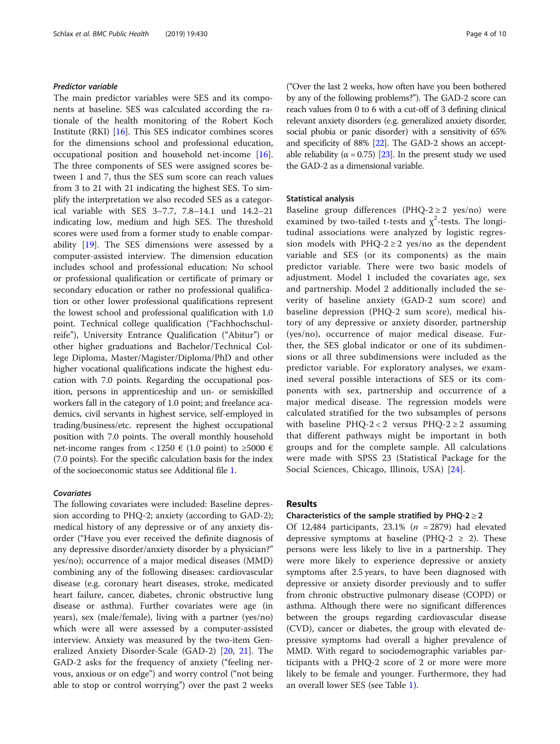#### Predictor variable

The main predictor variables were SES and its components at baseline. SES was calculated according the rationale of the health monitoring of the Robert Koch Institute (RKI) [16]. This SES indicator combines scores for the dimensions school and professional education, occupational position and household net-income [16]. The three components of SES were assigned scores between 1 and 7, thus the SES sum score can reach values from 3 to 21 with 21 indicating the highest SES. To simplify the interpretation we also recoded SES as a categorical variable with SES 3–7.7, 7.8–14.1 und 14.2–21 indicating low, medium and high SES. The threshold scores were used from a former study to enable comparability [19]. The SES dimensions were assessed by a computer-assisted interview. The dimension education includes school and professional education: No school or professional qualification or certificate of primary or secondary education or rather no professional qualification or other lower professional qualifications represent the lowest school and professional qualification with 1.0 point. Technical college qualification ("Fachhochschulreife"), University Entrance Qualification ("Abitur") or other higher graduations and Bachelor/Technical College Diploma, Master/Magister/Diploma/PhD and other higher vocational qualifications indicate the highest education with 7.0 points. Regarding the occupational position, persons in apprenticeship and un- or semiskilled workers fall in the category of 1.0 point; and freelance academics, civil servants in highest service, self-employed in trading/business/etc. represent the highest occupational position with 7.0 points. The overall monthly household net-income ranges from < 1250 € (1.0 point) to ≥5000 € (7.0 points). For the specific calculation basis for the index of the socioeconomic status see Additional file 1.

#### Covariates

The following covariates were included: Baseline depression according to PHQ-2; anxiety (according to GAD-2); medical history of any depressive or of any anxiety disorder ("Have you ever received the definite diagnosis of any depressive disorder/anxiety disorder by a physician?" yes/no); occurrence of a major medical diseases (MMD) combining any of the following diseases: cardiovascular disease (e.g. coronary heart diseases, stroke, medicated heart failure, cancer, diabetes, chronic obstructive lung disease or asthma). Further covariates were age (in years), sex (male/female), living with a partner (yes/no) which were all were assessed by a computer-assisted interview. Anxiety was measured by the two-item Generalized Anxiety Disorder-Scale (GAD-2) [20, 21]. The GAD-2 asks for the frequency of anxiety ("feeling nervous, anxious or on edge") and worry control ("not being able to stop or control worrying") over the past 2 weeks ("Over the last 2 weeks, how often have you been bothered by any of the following problems?"). The GAD-2 score can reach values from 0 to 6 with a cut-off of 3 defining clinical relevant anxiety disorders (e.g. generalized anxiety disorder, social phobia or panic disorder) with a sensitivity of 65% and specificity of 88% [22]. The GAD-2 shows an acceptable reliability ($\alpha = 0.75$) [23]. In the present study we used the GAD-2 as a dimensional variable.

### Statistical analysis

Baseline group differences (PHQ-2 ≥ 2 yes/no) were examined by two-tailed t-tests and $\chi^2$-tests. The longitudinal associations were analyzed by logistic regression models with PHQ-2 ≥ 2 yes/no as the dependent variable and SES (or its components) as the main predictor variable. There were two basic models of adjustment. Model 1 included the covariates age, sex and partnership. Model 2 additionally included the severity of baseline anxiety (GAD-2 sum score) and baseline depression (PHQ-2 sum score), medical history of any depressive or anxiety disorder, partnership (yes/no), occurrence of major medical disease. Further, the SES global indicator or one of its subdimensions or all three subdimensions were included as the predictor variable. For exploratory analyses, we examined several possible interactions of SES or its components with sex, partnership and occurrence of a major medical disease. The regression models were calculated stratified for the two subsamples of persons with baseline PHQ-2 < 2 versus PHQ-2 ≥ 2 assuming that different pathways might be important in both groups and for the complete sample. All calculations were made with SPSS 23 (Statistical Package for the Social Sciences, Chicago, Illinois, USA) [24].

## Results

### Characteristics of the sample stratified by PHQ-2 ≥ 2

Of 12,484 participants, 23.1% ($n$ = 2879) had elevated depressive symptoms at baseline (PHQ-2 ≥ 2). These persons were less likely to live in a partnership. They were more likely to experience depressive or anxiety symptoms after 2.5 years, to have been diagnosed with depressive or anxiety disorder previously and to suffer from chronic obstructive pulmonary disease (COPD) or asthma. Although there were no significant differences between the groups regarding cardiovascular disease (CVD), cancer or diabetes, the group with elevated depressive symptoms had overall a higher prevalence of MMD. With regard to sociodemographic variables participants with a PHQ-2 score of 2 or more were more likely to be female and younger. Furthermore, they had an overall lower SES (see Table 1).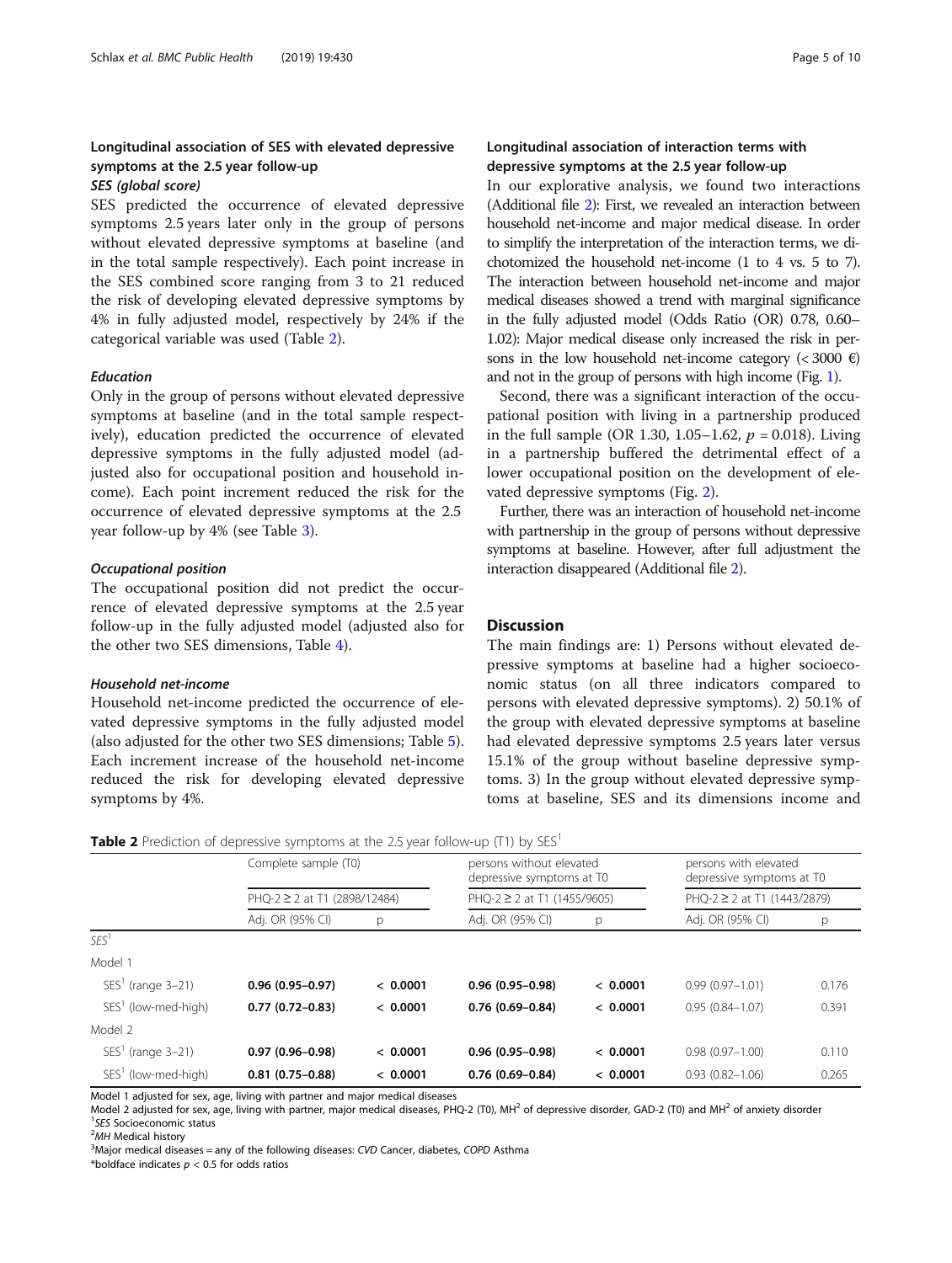## Longitudinal association of SES with elevated depressive symptoms at the 2.5 year follow-up

### *SES (global score)*

SES predicted the occurrence of elevated depressive symptoms 2.5 years later only in the group of persons without elevated depressive symptoms at baseline (and in the total sample respectively). Each point increase in the SES combined score ranging from 3 to 21 reduced the risk of developing elevated depressive symptoms by 4% in fully adjusted model, respectively by 24% if the categorical variable was used (Table 2).

### *Education*

Only in the group of persons without elevated depressive symptoms at baseline (and in the total sample respectively), education predicted the occurrence of elevated depressive symptoms in the fully adjusted model (adjusted also for occupational position and household income). Each point increment reduced the risk for the occurrence of elevated depressive symptoms at the 2.5 year follow-up by 4% (see Table 3).

### *Occupational position*

The occupational position did not predict the occurrence of elevated depressive symptoms at the 2.5 year follow-up in the fully adjusted model (adjusted also for the other two SES dimensions, Table 4).

### *Household net-income*

Household net-income predicted the occurrence of elevated depressive symptoms in the fully adjusted model (also adjusted for the other two SES dimensions; Table 5). Each increment increase of the household net-income reduced the risk for developing elevated depressive symptoms by 4%.

## Longitudinal association of interaction terms with depressive symptoms at the 2.5 year follow-up

In our explorative analysis, we found two interactions (Additional file 2): First, we revealed an interaction between household net-income and major medical disease. In order to simplify the interpretation of the interaction terms, we dichotomized the household net-income (1 to 4 vs. 5 to 7). The interaction between household net-income and major medical diseases showed a trend with marginal significance in the fully adjusted model (Odds Ratio (OR) 0.78, 0.60–1.02): Major medical disease only increased the risk in persons in the low household net-income category (< 3000 €) and not in the group of persons with high income (Fig. 1).

Second, there was a significant interaction of the occupational position with living in a partnership produced in the full sample (OR 1.30, 1.05–1.62, $p = 0.018$). Living in a partnership buffered the detrimental effect of a lower occupational position on the development of elevated depressive symptoms (Fig. 2).

Further, there was an interaction of household net-income with partnership in the group of persons without depressive symptoms at baseline. However, after full adjustment the interaction disappeared (Additional file 2).

# Discussion

The main findings are: 1) Persons without elevated depressive symptoms at baseline had a higher socioeconomic status (on all three indicators compared to persons with elevated depressive symptoms). 2) 50.1% of the group with elevated depressive symptoms at baseline had elevated depressive symptoms 2.5 years later versus 15.1% of the group without baseline depressive symptoms. 3) In the group without elevated depressive symptoms at baseline, SES and its dimensions income and

**Table 2** Prediction of depressive symptoms at the 2.5 year follow-up (T1) by SES[1]

| | Complete sample (T0) | | persons without elevated depressive symptoms at T0 | | persons with elevated depressive symptoms at T0 | |
|---|---|---|---|---|---|---|
| | PHQ-2 ≥ 2 at T1 (2898/12484) | | PHQ-2 ≥ 2 at T1 (1455/9605) | | PHQ-2 ≥ 2 at T1 (1443/2879) | |
| | Adj. OR (95% CI) | p | Adj. OR (95% CI) | p | Adj. OR (95% CI) | p |
| *SES*[1] | | | | | | |
| Model 1 | | | | | | |
| SES[1] (range 3–21) | **0.96 (0.95–0.97)** | **< 0.0001** | **0.96 (0.95–0.98)** | **< 0.0001** | 0.99 (0.97–1.01) | 0.176 |
| SES[1] (low-med-high) | **0.77 (0.72–0.83)** | **< 0.0001** | **0.76 (0.69–0.84)** | **< 0.0001** | 0.95 (0.84–1.07) | 0.391 |
| Model 2 | | | | | | |
| SES[1] (range 3–21) | **0.97 (0.96–0.98)** | **< 0.0001** | **0.96 (0.95–0.98)** | **< 0.0001** | 0.98 (0.97–1.00) | 0.110 |
| SES[1] (low-med-high) | **0.81 (0.75–0.88)** | **< 0.0001** | **0.76 (0.69–0.84)** | **< 0.0001** | 0.93 (0.82–1.06) | 0.265 |

Model 1 adjusted for sex, age, living with partner and major medical diseases

Model 2 adjusted for sex, age, living with partner, major medical diseases, PHQ-2 (T0), MH[2] of depressive disorder, GAD-2 (T0) and MH[2] of anxiety disorder

[1] *SES* Socioeconomic status

[2] *MH* Medical history

[3] Major medical diseases = any of the following diseases: *CVD* Cancer, diabetes, *COPD* Asthma

*boldface indicates $p < 0.5$ for odds ratios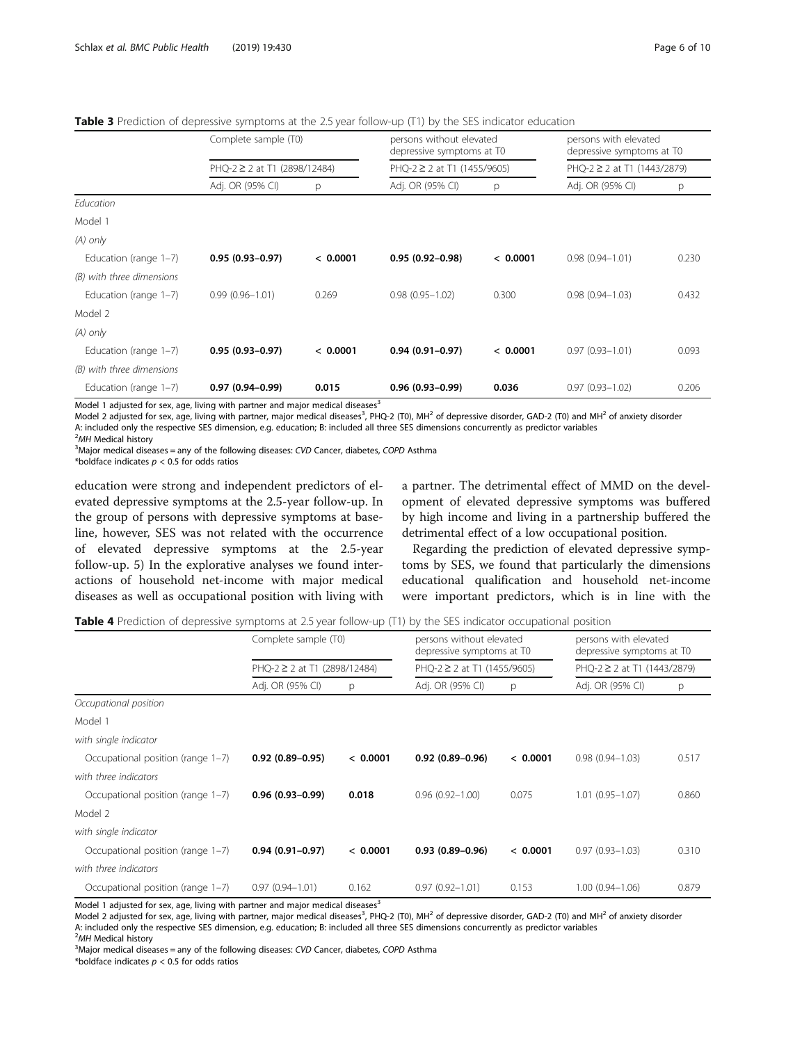**Table 3** Prediction of depressive symptoms at the 2.5 year follow-up (T1) by the SES indicator education

| | Complete sample (T0) | | persons without elevated depressive symptoms at T0 | | persons with elevated depressive symptoms at T0 | |
|---|---|---|---|---|---|---|
| | PHQ-2 ≥ 2 at T1 (2898/12484) | | PHQ-2 ≥ 2 at T1 (1455/9605) | | PHQ-2 ≥ 2 at T1 (1443/2879) | |
| | Adj. OR (95% CI) | p | Adj. OR (95% CI) | p | Adj. OR (95% CI) | p |
| *Education* | | | | | | |
| Model 1 | | | | | | |
| *(A) only* | | | | | | |
| Education (range 1–7) | **0.95 (0.93–0.97)** | **< 0.0001** | **0.95 (0.92–0.98)** | **< 0.0001** | 0.98 (0.94–1.01) | 0.230 |
| *(B) with three dimensions* | | | | | | |
| Education (range 1–7) | 0.99 (0.96–1.01) | 0.269 | 0.98 (0.95–1.02) | 0.300 | 0.98 (0.94–1.03) | 0.432 |
| Model 2 | | | | | | |
| *(A) only* | | | | | | |
| Education (range 1–7) | **0.95 (0.93–0.97)** | **< 0.0001** | **0.94 (0.91–0.97)** | **< 0.0001** | 0.97 (0.93–1.01) | 0.093 |
| *(B) with three dimensions* | | | | | | |
| Education (range 1–7) | **0.97 (0.94–0.99)** | **0.015** | **0.96 (0.93–0.99)** | **0.036** | 0.97 (0.93–1.02) | 0.206 |

Model 1 adjusted for sex, age, living with partner and major medical diseases[3]
Model 2 adjusted for sex, age, living with partner, major medical diseases[3], PHQ-2 (T0), MH[2] of depressive disorder, GAD-2 (T0) and MH[2] of anxiety disorder
A: included only the respective SES dimension, e.g. education; B: included all three SES dimensions concurrently as predictor variables
[2]*MH* Medical history
[3]Major medical diseases = any of the following diseases: *CVD* Cancer, diabetes, *COPD* Asthma
*boldface indicates $p < 0.5$ for odds ratios

education were strong and independent predictors of elevated depressive symptoms at the 2.5-year follow-up. In the group of persons with depressive symptoms at baseline, however, SES was not related with the occurrence of elevated depressive symptoms at the 2.5-year follow-up. 5) In the explorative analyses we found interactions of household net-income with major medical diseases as well as occupational position with living with a partner. The detrimental effect of MMD on the development of elevated depressive symptoms was buffered by high income and living in a partnership buffered the detrimental effect of a low occupational position.

Regarding the prediction of elevated depressive symptoms by SES, we found that particularly the dimensions educational qualification and household net-income were important predictors, which is in line with the

**Table 4** Prediction of depressive symptoms at 2.5 year follow-up (T1) by the SES indicator occupational position

| | Complete sample (T0) | | persons without elevated depressive symptoms at T0 | | persons with elevated depressive symptoms at T0 | |
|---|---|---|---|---|---|---|
| | PHQ-2 ≥ 2 at T1 (2898/12484) | | PHQ-2 ≥ 2 at T1 (1455/9605) | | PHQ-2 ≥ 2 at T1 (1443/2879) | |
| | Adj. OR (95% CI) | p | Adj. OR (95% CI) | p | Adj. OR (95% CI) | p |
| *Occupational position* | | | | | | |
| Model 1 | | | | | | |
| *with single indicator* | | | | | | |
| Occupational position (range 1–7) | **0.92 (0.89–0.95)** | **< 0.0001** | **0.92 (0.89–0.96)** | **< 0.0001** | 0.98 (0.94–1.03) | 0.517 |
| *with three indicators* | | | | | | |
| Occupational position (range 1–7) | **0.96 (0.93–0.99)** | **0.018** | 0.96 (0.92–1.00) | 0.075 | 1.01 (0.95–1.07) | 0.860 |
| Model 2 | | | | | | |
| *with single indicator* | | | | | | |
| Occupational position (range 1–7) | **0.94 (0.91–0.97)** | **< 0.0001** | **0.93 (0.89–0.96)** | **< 0.0001** | 0.97 (0.93–1.03) | 0.310 |
| *with three indicators* | | | | | | |
| Occupational position (range 1–7) | 0.97 (0.94–1.01) | 0.162 | 0.97 (0.92–1.01) | 0.153 | 1.00 (0.94–1.06) | 0.879 |

Model 1 adjusted for sex, age, living with partner and major medical diseases[3]
Model 2 adjusted for sex, age, living with partner, major medical diseases[3], PHQ-2 (T0), MH[2] of depressive disorder, GAD-2 (T0) and MH[2] of anxiety disorder
A: included only the respective SES dimension, e.g. education; B: included all three SES dimensions concurrently as predictor variables
[2]*MH* Medical history
[3]Major medical diseases = any of the following diseases: *CVD* Cancer, diabetes, *COPD* Asthma
*boldface indicates $p < 0.5$ for odds ratios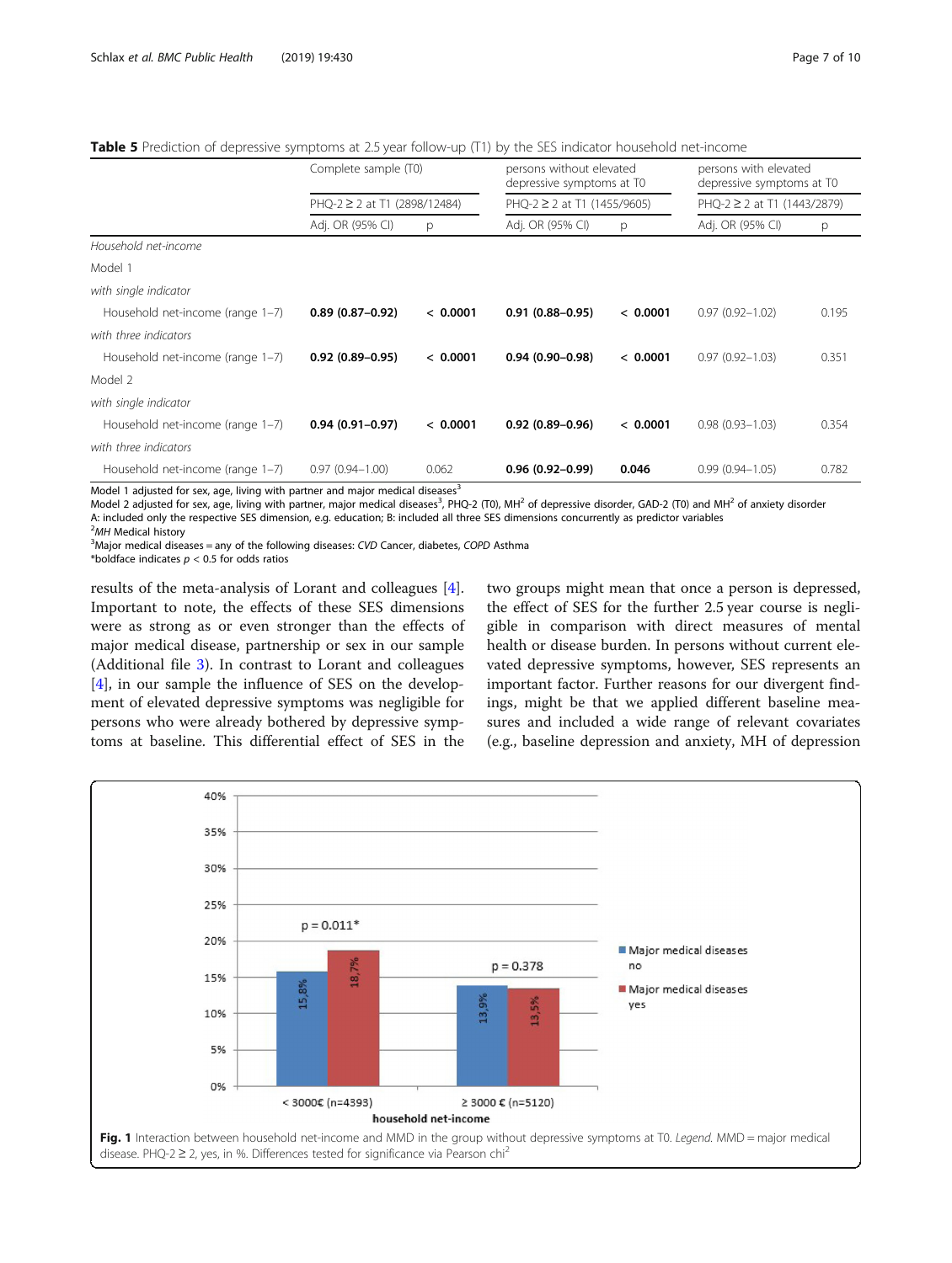**Table 5** Prediction of depressive symptoms at 2.5 year follow-up (T1) by the SES indicator household net-income

| | Complete sample (T0) | | persons without elevated depressive symptoms at T0 | | persons with elevated depressive symptoms at T0 | |
|---|---|---|---|---|---|---|
| | PHQ-2 ≥ 2 at T1 (2898/12484) | | PHQ-2 ≥ 2 at T1 (1455/9605) | | PHQ-2 ≥ 2 at T1 (1443/2879) | |
| | Adj. OR (95% CI) | p | Adj. OR (95% CI) | p | Adj. OR (95% CI) | p |
| *Household net-income* | | | | | | |
| Model 1 | | | | | | |
| *with single indicator* | | | | | | |
| Household net-income (range 1–7) | **0.89 (0.87–0.92)** | **< 0.0001** | **0.91 (0.88–0.95)** | **< 0.0001** | 0.97 (0.92–1.02) | 0.195 |
| *with three indicators* | | | | | | |
| Household net-income (range 1–7) | **0.92 (0.89–0.95)** | **< 0.0001** | **0.94 (0.90–0.98)** | **< 0.0001** | 0.97 (0.92–1.03) | 0.351 |
| Model 2 | | | | | | |
| *with single indicator* | | | | | | |
| Household net-income (range 1–7) | **0.94 (0.91–0.97)** | **< 0.0001** | **0.92 (0.89–0.96)** | **< 0.0001** | 0.98 (0.93–1.03) | 0.354 |
| *with three indicators* | | | | | | |
| Household net-income (range 1–7) | 0.97 (0.94–1.00) | 0.062 | **0.96 (0.92–0.99)** | **0.046** | 0.99 (0.94–1.05) | 0.782 |

Model 1 adjusted for sex, age, living with partner and major medical diseases[3]
Model 2 adjusted for sex, age, living with partner, major medical diseases[3], PHQ-2 (T0), MH[2] of depressive disorder, GAD-2 (T0) and MH[2] of anxiety disorder
A: included only the respective SES dimension, e.g. education; B: included all three SES dimensions concurrently as predictor variables
[2]*MH* Medical history
[3]Major medical diseases = any of the following diseases: *CVD* Cancer, diabetes, *COPD* Asthma
*boldface indicates $p < 0.5$ for odds ratios

results of the meta-analysis of Lorant and colleagues [4]. Important to note, the effects of these SES dimensions were as strong as or even stronger than the effects of major medical disease, partnership or sex in our sample (Additional file 3). In contrast to Lorant and colleagues [4], in our sample the influence of SES on the development of elevated depressive symptoms was negligible for persons who were already bothered by depressive symptoms at baseline. This differential effect of SES in the two groups might mean that once a person is depressed, the effect of SES for the further 2.5 year course is negligible in comparison with direct measures of mental health or disease burden. In persons without current elevated depressive symptoms, however, SES represents an important factor. Further reasons for our divergent findings, might be that we applied different baseline measures and included a wide range of relevant covariates (e.g., baseline depression and anxiety, MH of depression

**Fig. 1** Interaction between household net-income and MMD in the group without depressive symptoms at T0. *Legend.* MMD = major medical disease. PHQ-2 ≥ 2, yes, in %. Differences tested for significance via Pearson chi[2]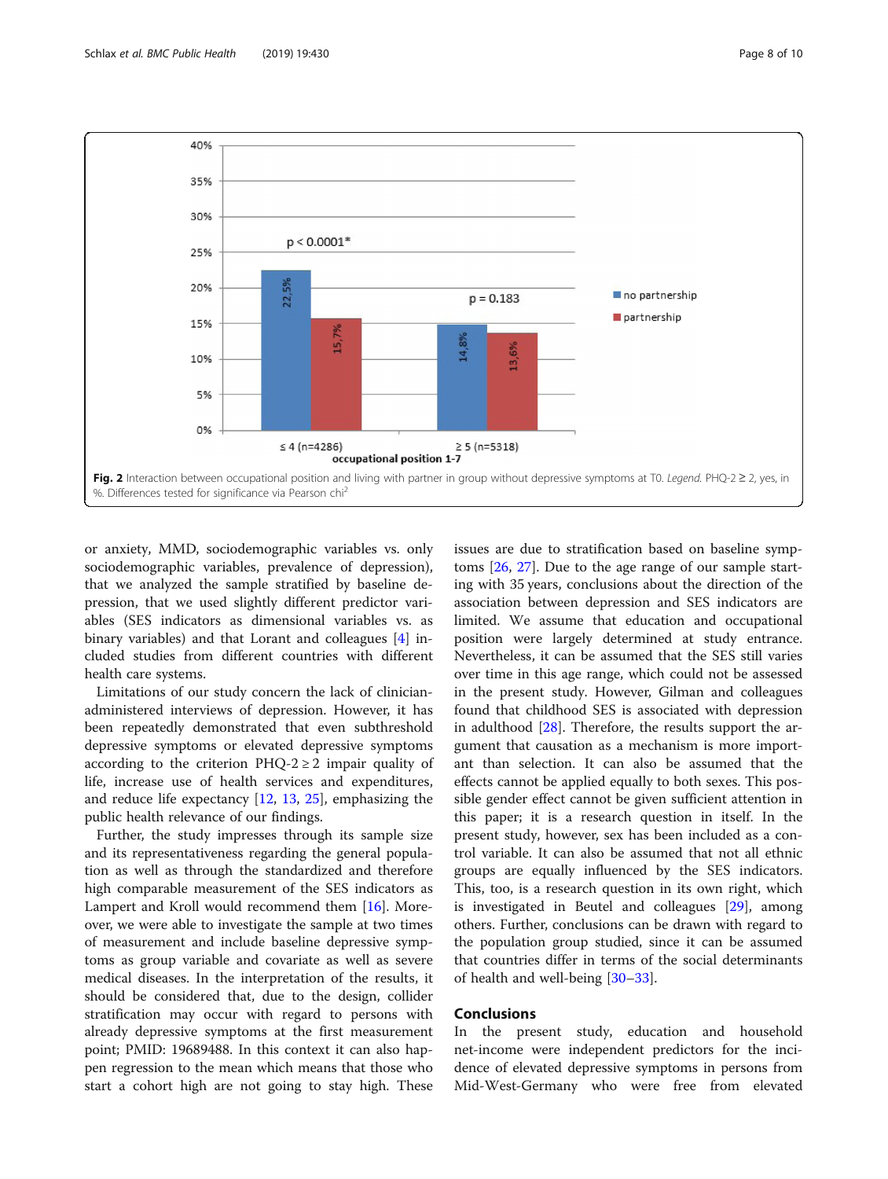**Fig. 2** Interaction between occupational position and living with partner in group without depressive symptoms at T0. *Legend.* PHQ-2 ≥ 2, yes, in %. Differences tested for significance via Pearson chi²

or anxiety, MMD, sociodemographic variables vs. only sociodemographic variables, prevalence of depression), that we analyzed the sample stratified by baseline depression, that we used slightly different predictor variables (SES indicators as dimensional variables vs. as binary variables) and that Lorant and colleagues [4] included studies from different countries with different health care systems.

Limitations of our study concern the lack of clinician-administered interviews of depression. However, it has been repeatedly demonstrated that even subthreshold depressive symptoms or elevated depressive symptoms according to the criterion PHQ-2 ≥ 2 impair quality of life, increase use of health services and expenditures, and reduce life expectancy [12, 13, 25], emphasizing the public health relevance of our findings.

Further, the study impresses through its sample size and its representativeness regarding the general population as well as through the standardized and therefore high comparable measurement of the SES indicators as Lampert and Kroll would recommend them [16]. Moreover, we were able to investigate the sample at two times of measurement and include baseline depressive symptoms as group variable and covariate as well as severe medical diseases. In the interpretation of the results, it should be considered that, due to the design, collider stratification may occur with regard to persons with already depressive symptoms at the first measurement point; PMID: 19689488. In this context it can also happen regression to the mean which means that those who start a cohort high are not going to stay high. These issues are due to stratification based on baseline symptoms [26, 27]. Due to the age range of our sample starting with 35 years, conclusions about the direction of the association between depression and SES indicators are limited. We assume that education and occupational position were largely determined at study entrance. Nevertheless, it can be assumed that the SES still varies over time in this age range, which could not be assessed in the present study. However, Gilman and colleagues found that childhood SES is associated with depression in adulthood [28]. Therefore, the results support the argument that causation as a mechanism is more important than selection. It can also be assumed that the effects cannot be applied equally to both sexes. This possible gender effect cannot be given sufficient attention in this paper; it is a research question in itself. In the present study, however, sex has been included as a control variable. It can also be assumed that not all ethnic groups are equally influenced by the SES indicators. This, too, is a research question in its own right, which is investigated in Beutel and colleagues [29], among others. Further, conclusions can be drawn with regard to the population group studied, since it can be assumed that countries differ in terms of the social determinants of health and well-being [30–33].

## Conclusions

In the present study, education and household net-income were independent predictors for the incidence of elevated depressive symptoms in persons from Mid-West-Germany who were free from elevated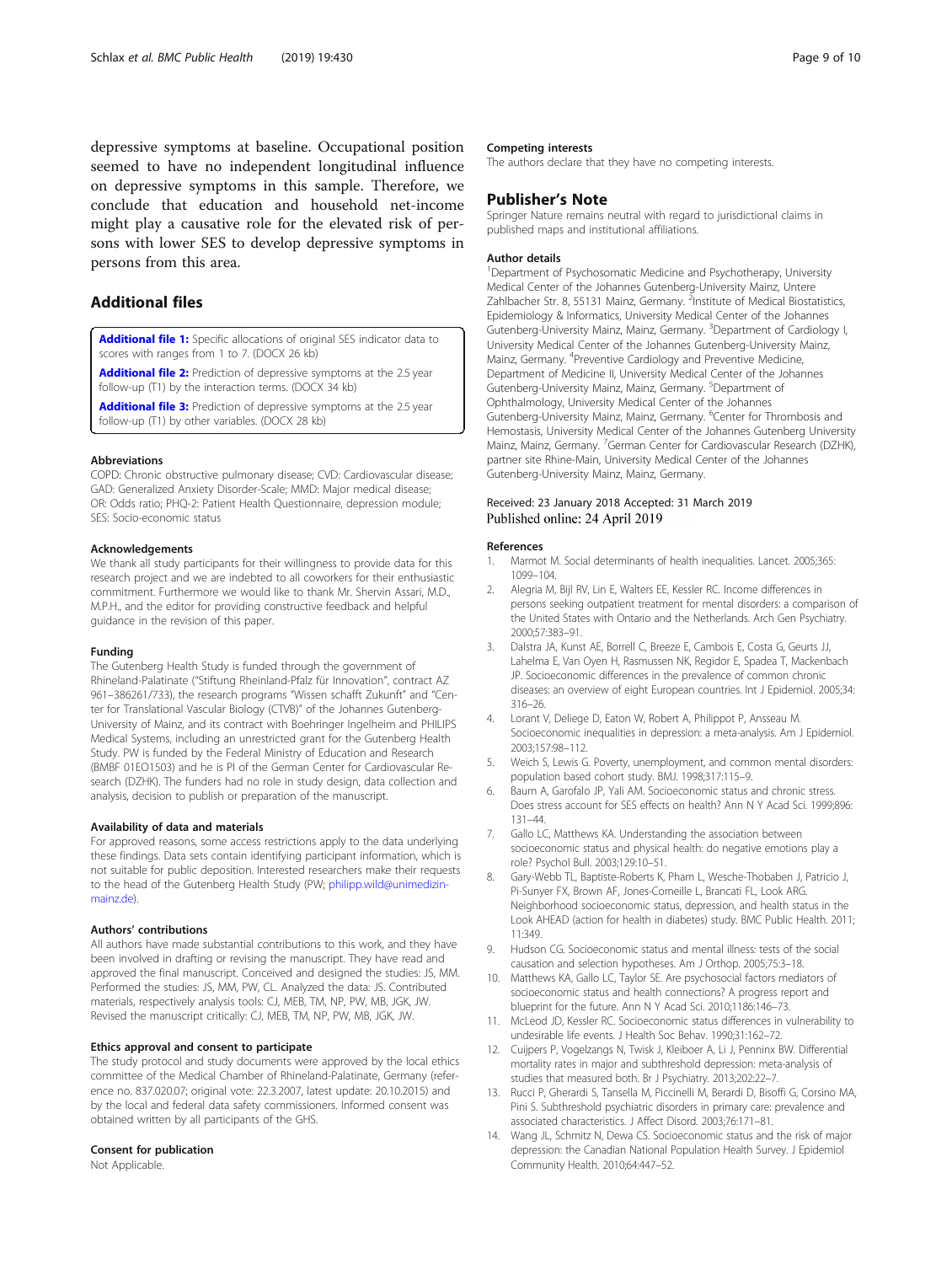depressive symptoms at baseline. Occupational position seemed to have no independent longitudinal influence on depressive symptoms in this sample. Therefore, we conclude that education and household net-income might play a causative role for the elevated risk of persons with lower SES to develop depressive symptoms in persons from this area.

## Additional files

**Additional file 1:** Specific allocations of original SES indicator data to scores with ranges from 1 to 7. (DOCX 26 kb)

**Additional file 2:** Prediction of depressive symptoms at the 2.5 year follow-up (T1) by the interaction terms. (DOCX 34 kb)

**Additional file 3:** Prediction of depressive symptoms at the 2.5 year follow-up (T1) by other variables. (DOCX 28 kb)

#### Abbreviations

COPD: Chronic obstructive pulmonary disease; CVD: Cardiovascular disease; GAD: Generalized Anxiety Disorder-Scale; MMD: Major medical disease; OR: Odds ratio; PHQ-2: Patient Health Questionnaire, depression module; SES: Socio-economic status

#### Acknowledgements

We thank all study participants for their willingness to provide data for this research project and we are indebted to all coworkers for their enthusiastic commitment. Furthermore we would like to thank Mr. Shervin Assari, M.D., M.P.H., and the editor for providing constructive feedback and helpful guidance in the revision of this paper.

#### Funding

The Gutenberg Health Study is funded through the government of Rhineland-Palatinate ("Stiftung Rheinland-Pfalz für Innovation", contract AZ 961–386261/733), the research programs "Wissen schafft Zukunft" and "Center for Translational Vascular Biology (CTVB)" of the Johannes Gutenberg-University of Mainz, and its contract with Boehringer Ingelheim and PHILIPS Medical Systems, including an unrestricted grant for the Gutenberg Health Study. PW is funded by the Federal Ministry of Education and Research (BMBF 01EO1503) and he is PI of the German Center for Cardiovascular Research (DZHK). The funders had no role in study design, data collection and analysis, decision to publish or preparation of the manuscript.

#### Availability of data and materials

For approved reasons, some access restrictions apply to the data underlying these findings. Data sets contain identifying participant information, which is not suitable for public deposition. Interested researchers make their requests to the head of the Gutenberg Health Study (PW; philipp.wild@unimedizin-mainz.de).

#### Authors' contributions

All authors have made substantial contributions to this work, and they have been involved in drafting or revising the manuscript. They have read and approved the final manuscript. Conceived and designed the studies: JS, MM. Performed the studies: JS, MM, PW, CL. Analyzed the data: JS. Contributed materials, respectively analysis tools: CJ, MEB, TM, NP, PW, MB, JGK, JW. Revised the manuscript critically: CJ, MEB, TM, NP, PW, MB, JGK, JW.

#### Ethics approval and consent to participate

The study protocol and study documents were approved by the local ethics committee of the Medical Chamber of Rhineland-Palatinate, Germany (reference no. 837.020.07; original vote: 22.3.2007, latest update: 20.10.2015) and by the local and federal data safety commissioners. Informed consent was obtained written by all participants of the GHS.

#### Consent for publication

Not Applicable.

#### Competing interests

The authors declare that they have no competing interests.

## Publisher's Note

Springer Nature remains neutral with regard to jurisdictional claims in published maps and institutional affiliations.

#### Author details

[1]Department of Psychosomatic Medicine and Psychotherapy, University Medical Center of the Johannes Gutenberg-University Mainz, Untere Zahlbacher Str. 8, 55131 Mainz, Germany. [2]Institute of Medical Biostatistics, Epidemiology & Informatics, University Medical Center of the Johannes Gutenberg-University Mainz, Mainz, Germany. [3]Department of Cardiology I, University Medical Center of the Johannes Gutenberg-University Mainz, Mainz, Germany. [4]Preventive Cardiology and Preventive Medicine, Department of Medicine II, University Medical Center of the Johannes Gutenberg-University Mainz, Mainz, Germany. [5]Department of Ophthalmology, University Medical Center of the Johannes Gutenberg-University Mainz, Mainz, Germany. [6]Center for Thrombosis and Hemostasis, University Medical Center of the Johannes Gutenberg University Mainz, Mainz, Germany. [7]German Center for Cardiovascular Research (DZHK), partner site Rhine-Main, University Medical Center of the Johannes Gutenberg-University Mainz, Mainz, Germany.

Received: 23 January 2018 Accepted: 31 March 2019
Published online: 24 April 2019

#### References

1. Marmot M. Social determinants of health inequalities. Lancet. 2005;365:1099–104.
2. Alegria M, Bijl RV, Lin E, Walters EE, Kessler RC. Income differences in persons seeking outpatient treatment for mental disorders: a comparison of the United States with Ontario and the Netherlands. Arch Gen Psychiatry. 2000;57:383–91.
3. Dalstra JA, Kunst AE, Borrell C, Breeze E, Cambois E, Costa G, Geurts JJ, Lahelma E, Van Oyen H, Rasmussen NK, Regidor E, Spadea T, Mackenbach JP. Socioeconomic differences in the prevalence of common chronic diseases: an overview of eight European countries. Int J Epidemiol. 2005;34:316–26.
4. Lorant V, Deliege D, Eaton W, Robert A, Philippot P, Ansseau M. Socioeconomic inequalities in depression: a meta-analysis. Am J Epidemiol. 2003;157:98–112.
5. Weich S, Lewis G. Poverty, unemployment, and common mental disorders: population based cohort study. BMJ. 1998;317:115–9.
6. Baum A, Garofalo JP, Yali AM. Socioeconomic status and chronic stress. Does stress account for SES effects on health? Ann N Y Acad Sci. 1999;896:131–44.
7. Gallo LC, Matthews KA. Understanding the association between socioeconomic status and physical health: do negative emotions play a role? Psychol Bull. 2003;129:10–51.
8. Gary-Webb TL, Baptiste-Roberts K, Pham L, Wesche-Thobaben J, Patricio J, Pi-Sunyer FX, Brown AF, Jones-Corneille L, Brancati FL, Look ARG. Neighborhood socioeconomic status, depression, and health status in the Look AHEAD (action for health in diabetes) study. BMC Public Health. 2011;11:349.
9. Hudson CG. Socioeconomic status and mental illness: tests of the social causation and selection hypotheses. Am J Orthop. 2005;75:3–18.
10. Matthews KA, Gallo LC, Taylor SE. Are psychosocial factors mediators of socioeconomic status and health connections? A progress report and blueprint for the future. Ann N Y Acad Sci. 2010;1186:146–73.
11. McLeod JD, Kessler RC. Socioeconomic status differences in vulnerability to undesirable life events. J Health Soc Behav. 1990;31:162–72.
12. Cuijpers P, Vogelzangs N, Twisk J, Kleiboer A, Li J, Penninx BW. Differential mortality rates in major and subthreshold depression: meta-analysis of studies that measured both. Br J Psychiatry. 2013;202:22–7.
13. Rucci P, Gherardi S, Tansella M, Piccinelli M, Berardi D, Bisoffi G, Corsino MA, Pini S. Subthreshold psychiatric disorders in primary care: prevalence and associated characteristics. J Affect Disord. 2003;76:171–81.
14. Wang JL, Schmitz N, Dewa CS. Socioeconomic status and the risk of major depression: the Canadian National Population Health Survey. J Epidemiol Community Health. 2010;64:447–52.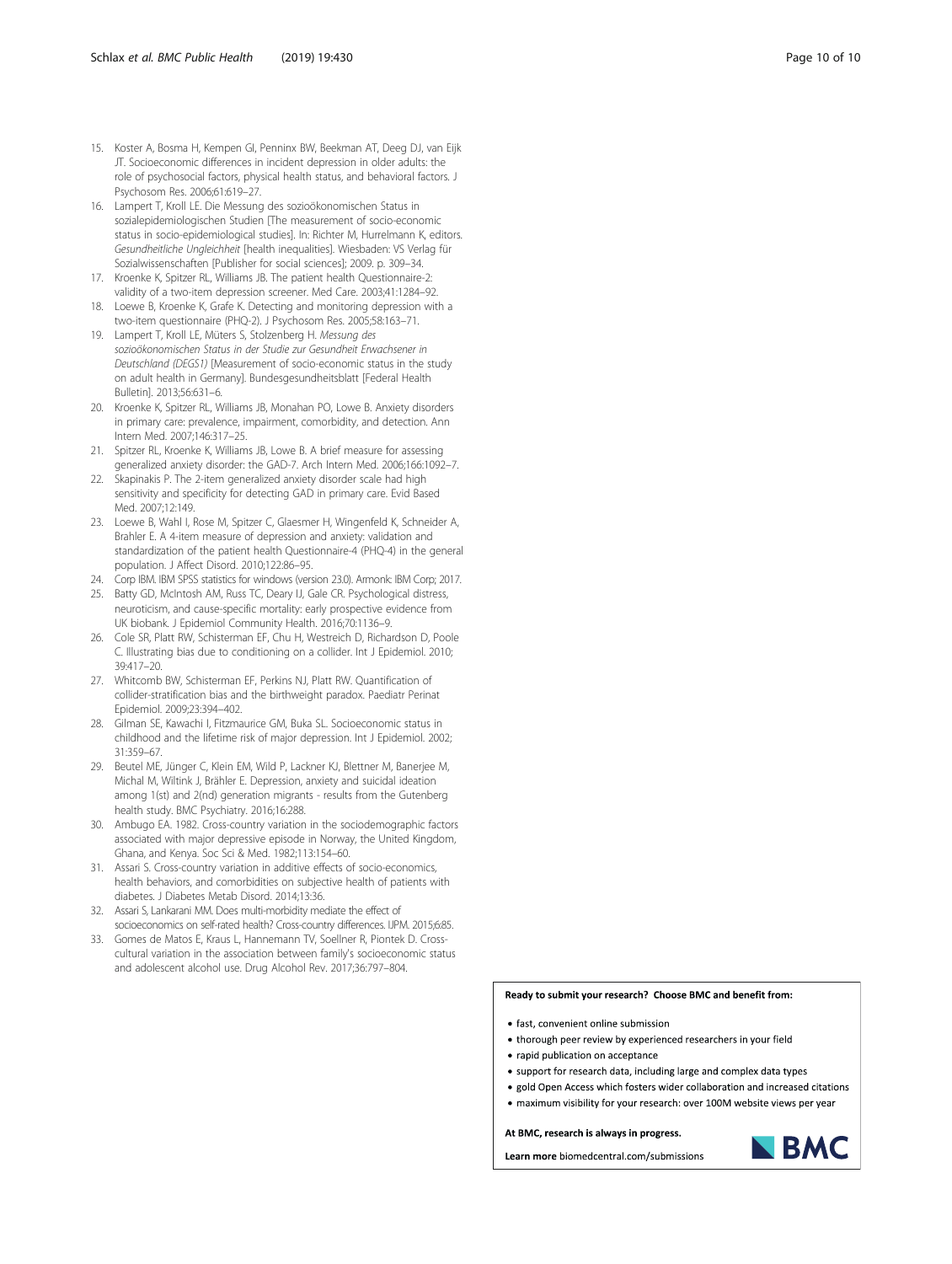15. Koster A, Bosma H, Kempen GI, Penninx BW, Beekman AT, Deeg DJ, van Eijk JT. Socioeconomic differences in incident depression in older adults: the role of psychosocial factors, physical health status, and behavioral factors. J Psychosom Res. 2006;61:619–27.
16. Lampert T, Kroll LE. Die Messung des sozioökonomischen Status in sozialepidemiologischen Studien [The measurement of socio-economic status in socio-epidemiological studies]. In: Richter M, Hurrelmann K, editors. *Gesundheitliche Ungleichheit* [health inequalities]. Wiesbaden: VS Verlag für Sozialwissenschaften [Publisher for social sciences]; 2009. p. 309–34.
17. Kroenke K, Spitzer RL, Williams JB. The patient health Questionnaire-2: validity of a two-item depression screener. Med Care. 2003;41:1284–92.
18. Loewe B, Kroenke K, Grafe K. Detecting and monitoring depression with a two-item questionnaire (PHQ-2). J Psychosom Res. 2005;58:163–71.
19. Lampert T, Kroll LE, Müters S, Stolzenberg H. *Messung des sozioökonomischen Status in der Studie zur Gesundheit Erwachsener in Deutschland (DEGS1)* [Measurement of socio-economic status in the study on adult health in Germany]. Bundesgesundheitsblatt [Federal Health Bulletin]. 2013;56:631–6.
20. Kroenke K, Spitzer RL, Williams JB, Monahan PO, Lowe B. Anxiety disorders in primary care: prevalence, impairment, comorbidity, and detection. Ann Intern Med. 2007;146:317–25.
21. Spitzer RL, Kroenke K, Williams JB, Lowe B. A brief measure for assessing generalized anxiety disorder: the GAD-7. Arch Intern Med. 2006;166:1092–7.
22. Skapinakis P. The 2-item generalized anxiety disorder scale had high sensitivity and specificity for detecting GAD in primary care. Evid Based Med. 2007;12:149.
23. Loewe B, Wahl I, Rose M, Spitzer C, Glaesmer H, Wingenfeld K, Schneider A, Brahler E. A 4-item measure of depression and anxiety: validation and standardization of the patient health Questionnaire-4 (PHQ-4) in the general population. J Affect Disord. 2010;122:86–95.
24. Corp IBM. IBM SPSS statistics for windows (version 23.0). Armonk: IBM Corp; 2017.
25. Batty GD, McIntosh AM, Russ TC, Deary IJ, Gale CR. Psychological distress, neuroticism, and cause-specific mortality: early prospective evidence from UK biobank. J Epidemiol Community Health. 2016;70:1136–9.
26. Cole SR, Platt RW, Schisterman EF, Chu H, Westreich D, Richardson D, Poole C. Illustrating bias due to conditioning on a collider. Int J Epidemiol. 2010; 39:417–20.
27. Whitcomb BW, Schisterman EF, Perkins NJ, Platt RW. Quantification of collider-stratification bias and the birthweight paradox. Paediatr Perinat Epidemiol. 2009;23:394–402.
28. Gilman SE, Kawachi I, Fitzmaurice GM, Buka SL. Socioeconomic status in childhood and the lifetime risk of major depression. Int J Epidemiol. 2002; 31:359–67.
29. Beutel ME, Jünger C, Klein EM, Wild P, Lackner KJ, Blettner M, Banerjee M, Michal M, Wiltink J, Brähler E. Depression, anxiety and suicidal ideation among 1(st) and 2(nd) generation migrants - results from the Gutenberg health study. BMC Psychiatry. 2016;16:288.
30. Ambugo EA. 1982. Cross-country variation in the sociodemographic factors associated with major depressive episode in Norway, the United Kingdom, Ghana, and Kenya. Soc Sci & Med. 1982;113:154–60.
31. Assari S. Cross-country variation in additive effects of socio-economics, health behaviors, and comorbidities on subjective health of patients with diabetes. J Diabetes Metab Disord. 2014;13:36.
32. Assari S, Lankarani MM. Does multi-morbidity mediate the effect of socioeconomics on self-rated health? Cross-country differences. IJPM. 2015;6:85.
33. Gomes de Matos E, Kraus L, Hannemann TV, Soellner R, Piontek D. Cross-cultural variation in the association between family's socioeconomic status and adolescent alcohol use. Drug Alcohol Rev. 2017;36:797–804.

**Ready to submit your research? Choose BMC and benefit from:**

- fast, convenient online submission
- thorough peer review by experienced researchers in your field
- rapid publication on acceptance
- support for research data, including large and complex data types
- gold Open Access which fosters wider collaboration and increased citations
- maximum visibility for your research: over 100M website views per year

**At BMC, research is always in progress.**

**Learn more** biomedcentral.com/submissions

BMC